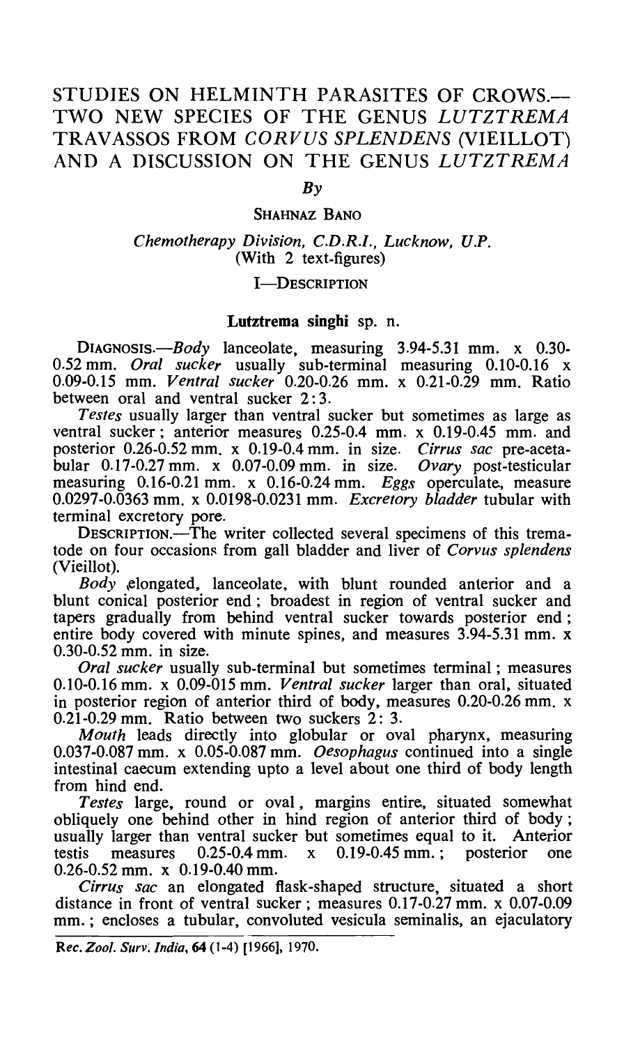# STUDIES ON HELMINTH PARASITES OF CROWS.—TWO NEW SPECIES OF THE GENUS *LUTZTREMA* TRAVASSOS FROM *CORVUS SPLENDENS* (VIEILLOT) AND A DISCUSSION ON THE GENUS *LUTZTREMA*

*By*

SHAHNAZ BANO

*Chemotherapy Division, C.D.R.I., Lucknow, U.P.*
(With 2 text-figures)

## I—DESCRIPTION

### Lutztrema singhi sp. n.

DIAGNOSIS.—*Body* lanceolate, measuring 3.94-5.31 mm. x 0.30-0.52 mm. *Oral sucker* usually sub-terminal measuring 0.10-0.16 x 0.09-0.15 mm. *Ventral sucker* 0.20-0.26 mm. x 0.21-0.29 mm. Ratio between oral and ventral sucker 2:3.

*Testes* usually larger than ventral sucker but sometimes as large as ventral sucker; anterior measures 0.25-0.4 mm. x 0.19-0.45 mm. and posterior 0.26-0.52 mm. x 0.19-0.4 mm. in size. *Cirrus sac* pre-acetabular 0.17-0.27 mm. x 0.07-0.09 mm. in size. *Ovary* post-testicular measuring 0.16-0.21 mm. x 0.16-0.24 mm. *Eggs* operculate, measure 0.0297-0.0363 mm. x 0.0198-0.0231 mm. *Excretory bladder* tubular with terminal excretory pore.

DESCRIPTION.—The writer collected several specimens of this trematode on four occasions from gall bladder and liver of *Corvus splendens* (Vieillot).

*Body* elongated, lanceolate, with blunt rounded anterior and a blunt conical posterior end; broadest in region of ventral sucker and tapers gradually from behind ventral sucker towards posterior end; entire body covered with minute spines, and measures 3.94-5.31 mm. x 0.30-0.52 mm. in size.

*Oral sucker* usually sub-terminal but sometimes terminal; measures 0.10-0.16 mm. x 0.09-015 mm. *Ventral sucker* larger than oral, situated in posterior region of anterior third of body, measures 0.20-0.26 mm. x 0.21-0.29 mm. Ratio between two suckers 2: 3.

*Mouth* leads directly into globular or oval pharynx, measuring 0.037-0.087 mm. x 0.05-0.087 mm. *Oesophagus* continued into a single intestinal caecum extending upto a level about one third of body length from hind end.

*Testes* large, round or oval, margins entire, situated somewhat obliquely one behind other in hind region of anterior third of body; usually larger than ventral sucker but sometimes equal to it. Anterior testis measures 0.25-0.4 mm. x 0.19-0.45 mm.; posterior one 0.26-0.52 mm. x 0.19-0.40 mm.

*Cirrus sac* an elongated flask-shaped structure, situated a short distance in front of ventral sucker; measures 0.17-0.27 mm. x 0.07-0.09 mm.; encloses a tubular, convoluted vesicula seminalis, an ejaculatory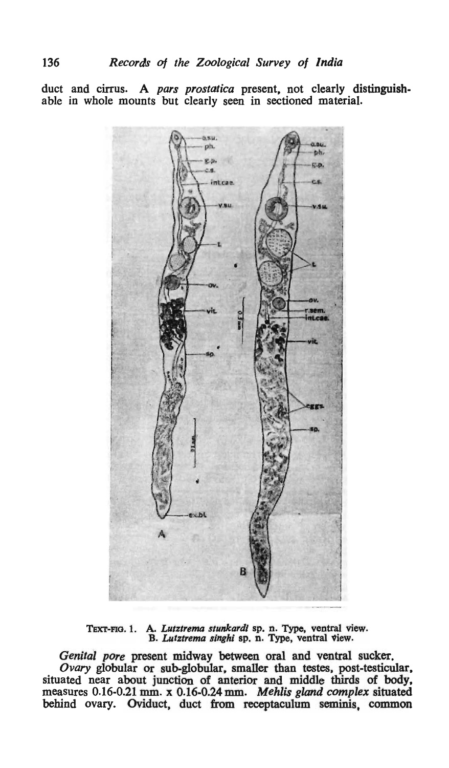duct and cirrus. A *pars prostatica* present, not clearly distinguishable in whole mounts but clearly seen in sectioned material.

TEXT-FIG. 1. A. *Lutztrema stunkardi* sp. n. Type, ventral view.
B. *Lutztrema singhi* sp. n. Type, ventral view.

*Genital pore* present midway between oral and ventral sucker.

*Ovary* globular or sub-globular, smaller than testes, post-testicular, situated near about junction of anterior and middle thirds of body, measures 0.16-0.21 mm. x 0.16-0.24 mm. *Mehlis gland complex* situated behind ovary. Oviduct, duct from receptaculum seminis, common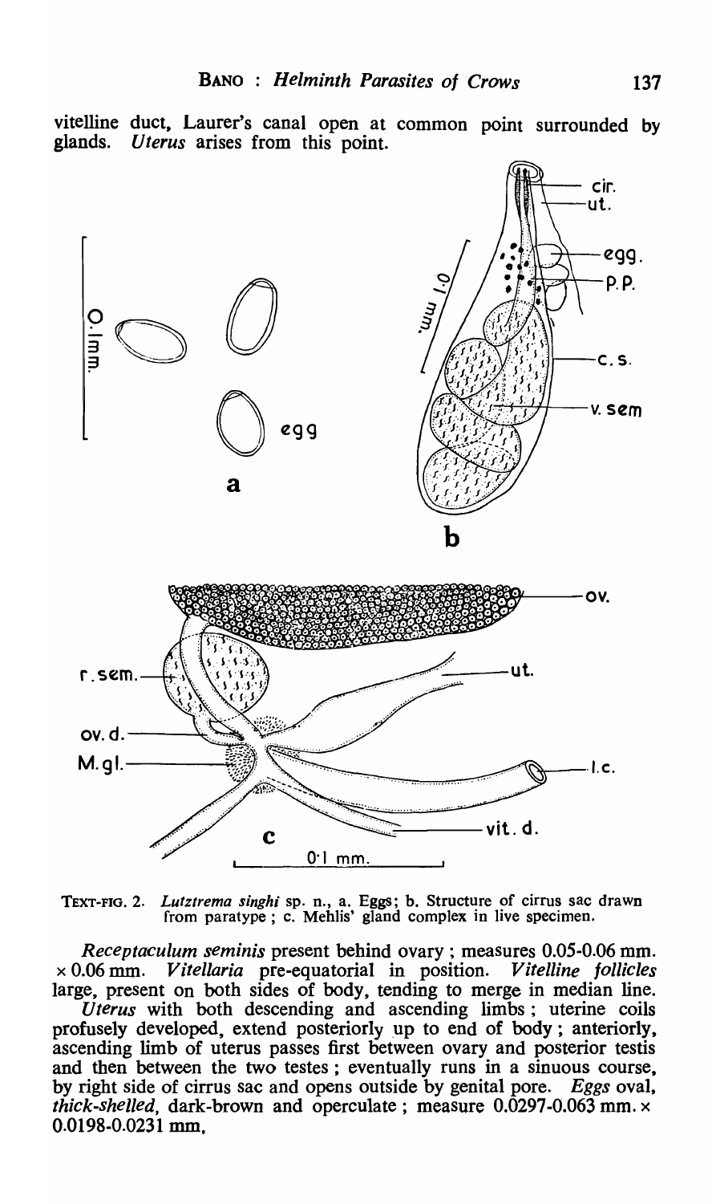vitelline duct, Laurer's canal open at common point surrounded by glands. *Uterus* arises from this point.

TEXT-FIG. 2. *Lutztrema singhi* sp. n., a. Eggs; b. Structure of cirrus sac drawn from paratype; c. Mehlis' gland complex in live specimen.

*Receptaculum seminis* present behind ovary; measures 0.05-0.06 mm. × 0.06 mm. *Vitellaria* pre-equatorial in position. *Vitelline follicles* large, present on both sides of body, tending to merge in median line.

*Uterus* with both descending and ascending limbs; uterine coils profusely developed, extend posteriorly up to end of body; anteriorly, ascending limb of uterus passes first between ovary and posterior testis and then between the two testes; eventually runs in a sinuous course, by right side of cirrus sac and opens outside by genital pore. *Eggs* oval, *thick-shelled*, dark-brown and operculate; measure 0.0297-0.063 mm. × 0.0198-0.0231 mm.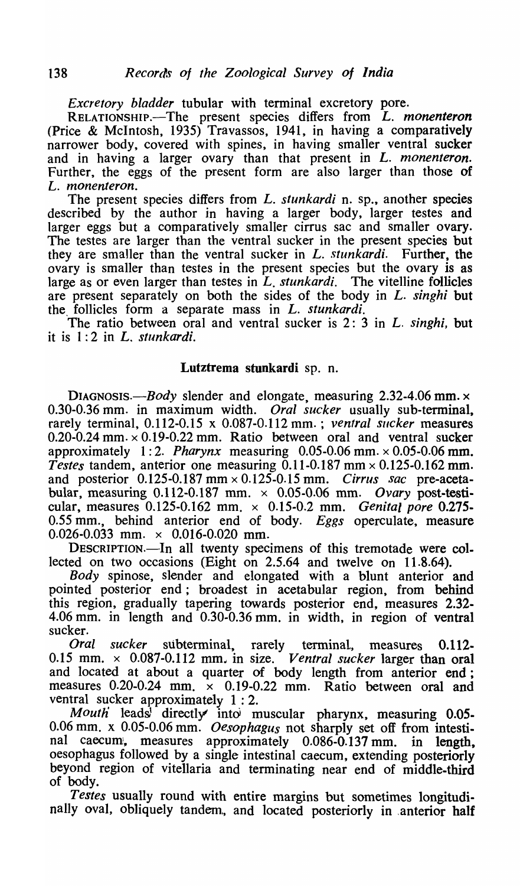*Excretory bladder* tubular with terminal excretory pore.

RELATIONSHIP.—The present species differs from *L. monenteron* (Price & McIntosh, 1935) Travassos, 1941, in having a comparatively narrower body, covered with spines, in having smaller ventral sucker and in having a larger ovary than that present in *L. monenteron*. Further, the eggs of the present form are also larger than those of *L. monenteron*.

The present species differs from *L. stunkardi* n. sp., another species described by the author in having a larger body, larger testes and larger eggs but a comparatively smaller cirrus sac and smaller ovary. The testes are larger than the ventral sucker in the present species but they are smaller than the ventral sucker in *L. stunkardi*. Further, the ovary is smaller than testes in the present species but the ovary is as large as or even larger than testes in *L. stunkardi*. The vitelline follicles are present separately on both the sides of the body in *L. singhi* but the follicles form a separate mass in *L. stunkardi*.

The ratio between oral and ventral sucker is 2: 3 in *L. singhi*, but it is 1:2 in *L. stunkardi*.

## Lutztrema stunkardi sp. n.

DIAGNOSIS.—*Body* slender and elongate, measuring 2.32-4.06 mm. × 0.30-0.36 mm. in maximum width. *Oral sucker* usually sub-terminal, rarely terminal, 0.112-0.15 x 0.087-0.112 mm.; *ventral sucker* measures 0.20-0.24 mm. × 0.19-0.22 mm. Ratio between oral and ventral sucker approximately 1:2. *Pharynx* measuring 0.05-0.06 mm. × 0.05-0.06 mm. *Testes* tandem, anterior one measuring 0.11-0.187 mm × 0.125-0.162 mm. and posterior 0.125-0.187 mm × 0.125-0.15 mm. *Cirrus sac* pre-acetabular, measuring 0.112-0.187 mm. × 0.05-0.06 mm. *Ovary* post-testicular, measures 0.125-0.162 mm. × 0.15-0.2 mm. *Genital pore* 0.275-0.55 mm., behind anterior end of body. *Eggs* operculate, measure 0.026-0.033 mm. × 0.016-0.020 mm.

DESCRIPTION.—In all twenty specimens of this tremotade were collected on two occasions (Eight on 2.5.64 and twelve on 11.8.64).

*Body* spinose, slender and elongated with a blunt anterior and pointed posterior end; broadest in acetabular region, from behind this region, gradually tapering towards posterior end, measures 2.32-4.06 mm. in length and 0.30-0.36 mm. in width, in region of ventral sucker.

*Oral sucker* subterminal, rarely terminal, measures 0.112-0.15 mm. × 0.087-0.112 mm. in size. *Ventral sucker* larger than oral and located at about a quarter of body length from anterior end; measures 0.20-0.24 mm. × 0.19-0.22 mm. Ratio between oral and ventral sucker approximately 1 : 2.

*Mouth* leads directly into muscular pharynx, measuring 0.05-0.06 mm. x 0.05-0.06 mm. *Oesophagus* not sharply set off from intestinal caecum, measures approximately 0.086-0.137 mm. in length, oesophagus followed by a single intestinal caecum, extending posteriorly beyond region of vitellaria and terminating near end of middle-third of body.

*Testes* usually round with entire margins but sometimes longitudinally oval, obliquely tandem, and located posteriorly in anterior half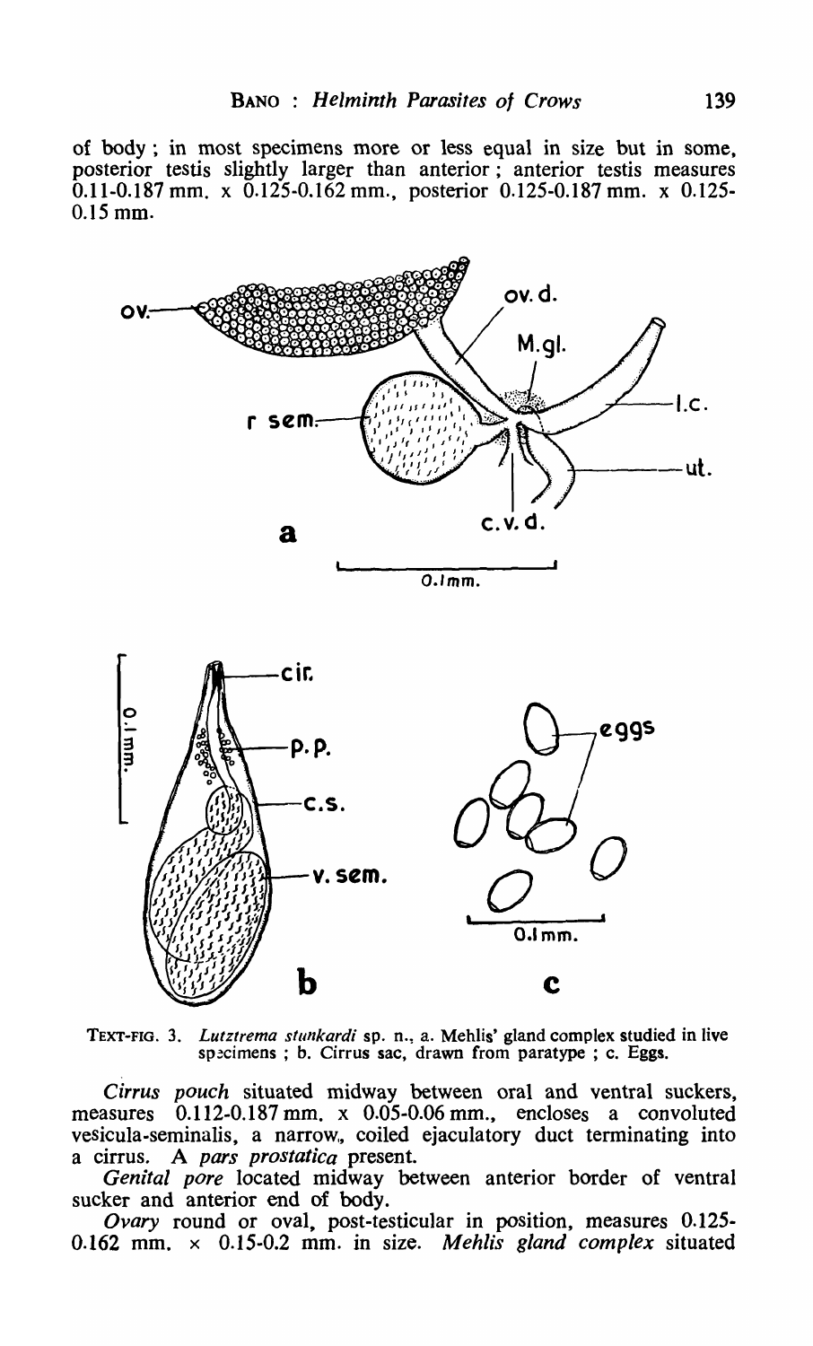of body ; in most specimens more or less equal in size but in some, posterior testis slightly larger than anterior ; anterior testis measures 0.11-0.187 mm. x 0.125-0.162 mm., posterior 0.125-0.187 mm. x 0.125-0.15 mm.

TEXT-FIG. 3. *Lutztrema stunkardi* sp. n., a. Mehlis' gland complex studied in live specimens ; b. Cirrus sac, drawn from paratype ; c. Eggs.

*Cirrus pouch* situated midway between oral and ventral suckers, measures 0.112-0.187 mm. x 0.05-0.06 mm., encloses a convoluted vesicula-seminalis, a narrow, coiled ejaculatory duct terminating into a cirrus. A *pars prostatica* present.

*Genital pore* located midway between anterior border of ventral sucker and anterior end of body.

*Ovary* round or oval, post-testicular in position, measures 0.125-0.162 mm. × 0.15-0.2 mm. in size. *Mehlis gland complex* situated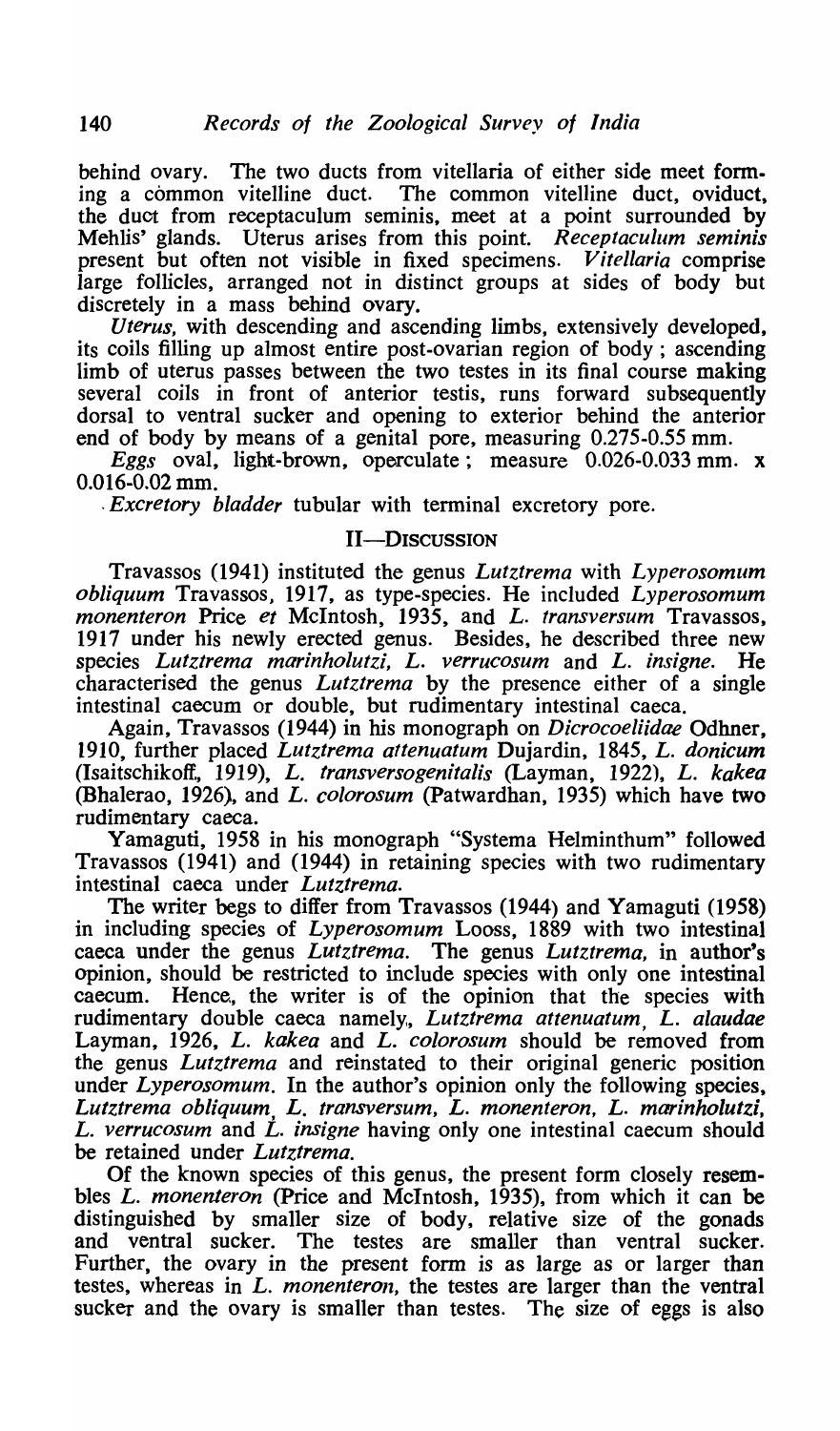behind ovary. The two ducts from vitellaria of either side meet forming a common vitelline duct. The common vitelline duct, oviduct, the duct from receptaculum seminis, meet at a point surrounded by Mehlis' glands. Uterus arises from this point. *Receptaculum seminis* present but often not visible in fixed specimens. *Vitellaria* comprise large follicles, arranged not in distinct groups at sides of body but discretely in a mass behind ovary.

*Uterus*, with descending and ascending limbs, extensively developed, its coils filling up almost entire post-ovarian region of body; ascending limb of uterus passes between the two testes in its final course making several coils in front of anterior testis, runs forward subsequently dorsal to ventral sucker and opening to exterior behind the anterior end of body by means of a genital pore, measuring 0.275-0.55 mm.

*Eggs* oval, light-brown, operculate; measure 0.026-0.033 mm. x 0.016-0.02 mm.

*Excretory bladder* tubular with terminal excretory pore.

## II—Discussion

Travassos (1941) instituted the genus *Lutztrema* with *Lyperosomum obliquum* Travassos, 1917, as type-species. He included *Lyperosomum monenteron* Price *et* McIntosh, 1935, and *L. transversum* Travassos, 1917 under his newly erected genus. Besides, he described three new species *Lutztrema marinholutzi, L. verrucosum* and *L. insigne*. He characterised the genus *Lutztrema* by the presence either of a single intestinal caecum or double, but rudimentary intestinal caeca.

Again, Travassos (1944) in his monograph on *Dicrocoeliidae* Odhner, 1910, further placed *Lutztrema attenuatum* Dujardin, 1845, *L. donicum* (Isaitschikoff, 1919), *L. transversogenitalis* (Layman, 1922), *L. kakea* (Bhalerao, 1926), and *L. colorosum* (Patwardhan, 1935) which have two rudimentary caeca.

Yamaguti, 1958 in his monograph "Systema Helminthum" followed Travassos (1941) and (1944) in retaining species with two rudimentary intestinal caeca under *Lutztrema*.

The writer begs to differ from Travassos (1944) and Yamaguti (1958) in including species of *Lyperosomum* Looss, 1889 with two intestinal caeca under the genus *Lutztrema*. The genus *Lutztrema*, in author's opinion, should be restricted to include species with only one intestinal caecum. Hence, the writer is of the opinion that the species with rudimentary double caeca namely, *Lutztrema attenuatum, L. alaudae* Layman, 1926, *L. kakea* and *L. colorosum* should be removed from the genus *Lutztrema* and reinstated to their original generic position under *Lyperosomum*. In the author's opinion only the following species, *Lutztrema obliquum, L. transversum, L. monenteron, L. marinholutzi, L. verrucosum* and *L. insigne* having only one intestinal caecum should be retained under *Lutztrema*.

Of the known species of this genus, the present form closely resembles *L. monenteron* (Price and McIntosh, 1935), from which it can be distinguished by smaller size of body, relative size of the gonads and ventral sucker. The testes are smaller than ventral sucker. Further, the ovary in the present form is as large as or larger than testes, whereas in *L. monenteron*, the testes are larger than the ventral sucker and the ovary is smaller than testes. The size of eggs is also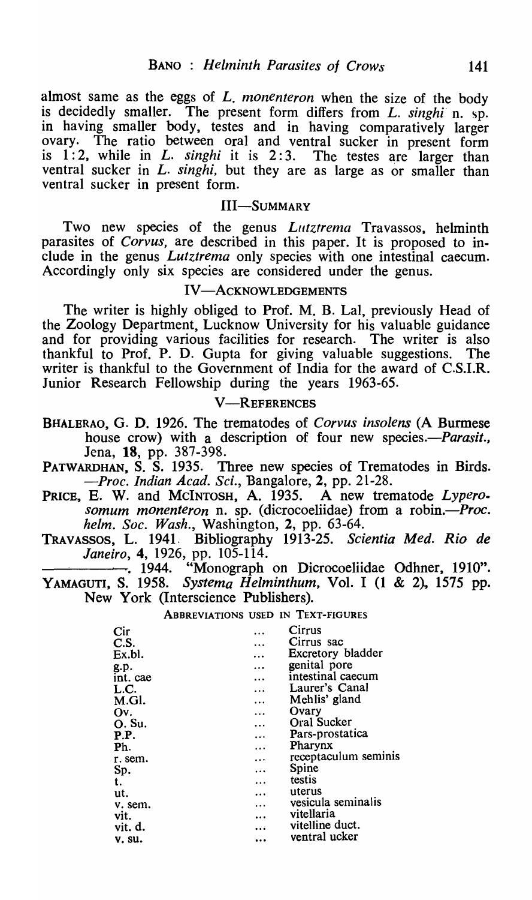almost same as the eggs of *L. monenteron* when the size of the body is decidedly smaller. The present form differs from *L. singhi* n. sp. in having smaller body, testes and in having comparatively larger ovary. The ratio between oral and ventral sucker in present form is 1:2, while in *L. singhi* it is 2:3. The testes are larger than ventral sucker in *L. singhi*, but they are as large as or smaller than ventral sucker in present form.

## III—SUMMARY

Two new species of the genus *Lutztrema* Travassos, helminth parasites of *Corvus*, are described in this paper. It is proposed to include in the genus *Lutztrema* only species with one intestinal caecum. Accordingly only six species are considered under the genus.

## IV—ACKNOWLEDGEMENTS

The writer is highly obliged to Prof. M. B. Lal, previously Head of the Zoology Department, Lucknow University for his valuable guidance and for providing various facilities for research. The writer is also thankful to Prof. P. D. Gupta for giving valuable suggestions. The writer is thankful to the Government of India for the award of C.S.I.R. Junior Research Fellowship during the years 1963-65.

## V—REFERENCES

BHALERAO, G. D. 1926. The trematodes of *Corvus insolens* (A Burmese house crow) with a description of four new species.—*Parasit.*, Jena, **18**, pp. 387-398.

PATWARDHAN, S. S. 1935. Three new species of Trematodes in Birds. —*Proc. Indian Acad. Sci.*, Bangalore, **2**, pp. 21-28.

PRICE, E. W. and MCINTOSH, A. 1935. A new trematode *Lyperosomum monenteron* n. sp. (dicrocoeliidae) from a robin.—*Proc. helm. Soc. Wash.*, Washington, **2**, pp. 63-64.

TRAVASSOS, L. 1941. Bibliography 1913-25. *Scientia Med. Rio de Janeiro*, **4**, 1926, pp. 105-114.

———. 1944. "Monograph on Dicrocoeliidae Odhner, 1910".

YAMAGUTI, S. 1958. *Systema Helminthum*, Vol. I (1 & 2), 1575 pp. New York (Interscience Publishers).

### ABBREVIATIONS USED IN TEXT-FIGURES

| | | |
|---|---|---|
| Cir | ... | Cirrus |
| C.S. | ... | Cirrus sac |
| Ex.bl. | ... | Excretory bladder |
| g.p. | ... | genital pore |
| int. cae | ... | intestinal caecum |
| L.C. | ... | Laurer's Canal |
| M.Gl. | ... | Mehlis' gland |
| Ov. | ... | Ovary |
| O. Su. | ... | Oral Sucker |
| P.P. | ... | Pars-prostatica |
| Ph. | ... | Pharynx |
| r. sem. | ... | receptaculum seminis |
| Sp. | ... | Spine |
| t. | ... | testis |
| ut. | ... | uterus |
| v. sem. | ... | vesicula seminalis |
| vit. | ... | vitellaria |
| vit. d. | ... | vitelline duct. |
| v. su. | ... | ventral ucker |